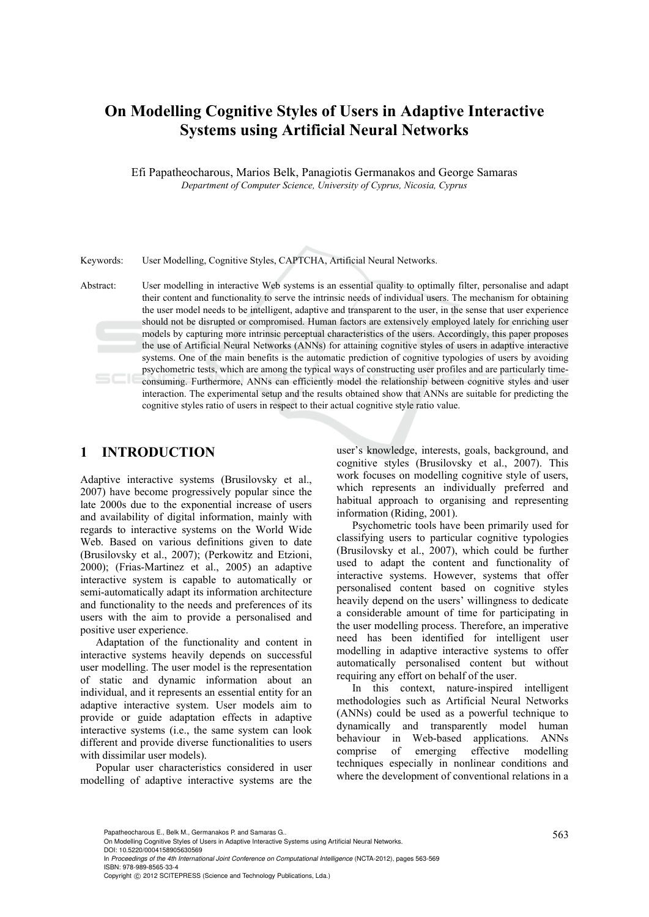# On Modelling Cognitive Styles of Users in Adaptive Interactive Systems using Artificial Neural Networks

Efi Papatheocharous, Marios Belk, Panagiotis Germanakos and George Samaras

*Department of Computer Science, University of Cyprus, Nicosia, Cyprus*

Keywords: User Modelling, Cognitive Styles, CAPTCHA, Artificial Neural Networks.

Abstract: User modelling in interactive Web systems is an essential quality to optimally filter, personalise and adapt their content and functionality to serve the intrinsic needs of individual users. The mechanism for obtaining the user model needs to be intelligent, adaptive and transparent to the user, in the sense that user experience should not be disrupted or compromised. Human factors are extensively employed lately for enriching user models by capturing more intrinsic perceptual characteristics of the users. Accordingly, this paper proposes the use of Artificial Neural Networks (ANNs) for attaining cognitive styles of users in adaptive interactive systems. One of the main benefits is the automatic prediction of cognitive typologies of users by avoiding psychometric tests, which are among the typical ways of constructing user profiles and are particularly time-consuming. Furthermore, ANNs can efficiently model the relationship between cognitive styles and user interaction. The experimental setup and the results obtained show that ANNs are suitable for predicting the cognitive styles ratio of users in respect to their actual cognitive style ratio value.

## 1 INTRODUCTION

Adaptive interactive systems (Brusilovsky et al., 2007) have become progressively popular since the late 2000s due to the exponential increase of users and availability of digital information, mainly with regards to interactive systems on the World Wide Web. Based on various definitions given to date (Brusilovsky et al., 2007); (Perkowitz and Etzioni, 2000); (Frias-Martinez et al., 2005) an adaptive interactive system is capable to automatically or semi-automatically adapt its information architecture and functionality to the needs and preferences of its users with the aim to provide a personalised and positive user experience.

Adaptation of the functionality and content in interactive systems heavily depends on successful user modelling. The user model is the representation of static and dynamic information about an individual, and it represents an essential entity for an adaptive interactive system. User models aim to provide or guide adaptation effects in adaptive interactive systems (i.e., the same system can look different and provide diverse functionalities to users with dissimilar user models).

Popular user characteristics considered in user modelling of adaptive interactive systems are the user's knowledge, interests, goals, background, and cognitive styles (Brusilovsky et al., 2007). This work focuses on modelling cognitive style of users, which represents an individually preferred and habitual approach to organising and representing information (Riding, 2001).

Psychometric tools have been primarily used for classifying users to particular cognitive typologies (Brusilovsky et al., 2007), which could be further used to adapt the content and functionality of interactive systems. However, systems that offer personalised content based on cognitive styles heavily depend on the users' willingness to dedicate a considerable amount of time for participating in the user modelling process. Therefore, an imperative need has been identified for intelligent user modelling in adaptive interactive systems to offer automatically personalised content but without requiring any effort on behalf of the user.

In this context, nature-inspired intelligent methodologies such as Artificial Neural Networks (ANNs) could be used as a powerful technique to dynamically and transparently model human behaviour in Web-based applications. ANNs comprise of emerging effective modelling techniques especially in nonlinear conditions and where the development of conventional relations in a

Papatheocharous E., Belk M., Germanakos P. and Samaras G..
On Modelling Cognitive Styles of Users in Adaptive Interactive Systems using Artificial Neural Networks.
DOI: 10.5220/0004158905630569
In *Proceedings of the 4th International Joint Conference on Computational Intelligence* (NCTA-2012), pages 563-569
ISBN: 978-989-8565-33-4
Copyright © 2012 SCITEPRESS (Science and Technology Publications, Lda.)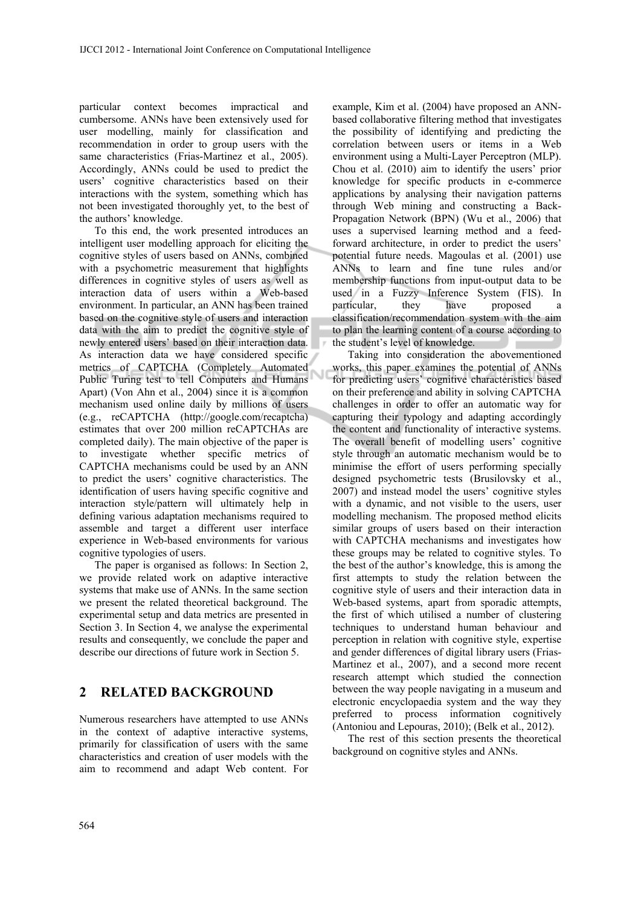particular context becomes impractical and cumbersome. ANNs have been extensively used for user modelling, mainly for classification and recommendation in order to group users with the same characteristics (Frias-Martinez et al., 2005). Accordingly, ANNs could be used to predict the users' cognitive characteristics based on their interactions with the system, something which has not been investigated thoroughly yet, to the best of the authors' knowledge.

To this end, the work presented introduces an intelligent user modelling approach for eliciting the cognitive styles of users based on ANNs, combined with a psychometric measurement that highlights differences in cognitive styles of users as well as interaction data of users within a Web-based environment. In particular, an ANN has been trained based on the cognitive style of users and interaction data with the aim to predict the cognitive style of newly entered users' based on their interaction data. As interaction data we have considered specific metrics of CAPTCHA (Completely Automated Public Turing test to tell Computers and Humans Apart) (Von Ahn et al., 2004) since it is a common mechanism used online daily by millions of users (e.g., reCAPTCHA (http://google.com/recaptcha) estimates that over 200 million reCAPTCHAs are completed daily). The main objective of the paper is to investigate whether specific metrics of CAPTCHA mechanisms could be used by an ANN to predict the users' cognitive characteristics. The identification of users having specific cognitive and interaction style/pattern will ultimately help in defining various adaptation mechanisms required to assemble and target a different user interface experience in Web-based environments for various cognitive typologies of users.

The paper is organised as follows: In Section 2, we provide related work on adaptive interactive systems that make use of ANNs. In the same section we present the related theoretical background. The experimental setup and data metrics are presented in Section 3. In Section 4, we analyse the experimental results and consequently, we conclude the paper and describe our directions of future work in Section 5.

## 2 RELATED BACKGROUND

Numerous researchers have attempted to use ANNs in the context of adaptive interactive systems, primarily for classification of users with the same characteristics and creation of user models with the aim to recommend and adapt Web content. For example, Kim et al. (2004) have proposed an ANN-based collaborative filtering method that investigates the possibility of identifying and predicting the correlation between users or items in a Web environment using a Multi-Layer Perceptron (MLP). Chou et al. (2010) aim to identify the users' prior knowledge for specific products in e-commerce applications by analysing their navigation patterns through Web mining and constructing a Back-Propagation Network (BPN) (Wu et al., 2006) that uses a supervised learning method and a feed-forward architecture, in order to predict the users' potential future needs. Magoulas et al. (2001) use ANNs to learn and fine tune rules and/or membership functions from input-output data to be used in a Fuzzy Inference System (FIS). In particular, they have proposed a classification/recommendation system with the aim to plan the learning content of a course according to the student's level of knowledge.

Taking into consideration the abovementioned works, this paper examines the potential of ANNs for predicting users' cognitive characteristics based on their preference and ability in solving CAPTCHA challenges in order to offer an automatic way for capturing their typology and adapting accordingly the content and functionality of interactive systems. The overall benefit of modelling users' cognitive style through an automatic mechanism would be to minimise the effort of users performing specially designed psychometric tests (Brusilovsky et al., 2007) and instead model the users' cognitive styles with a dynamic, and not visible to the users, user modelling mechanism. The proposed method elicits similar groups of users based on their interaction with CAPTCHA mechanisms and investigates how these groups may be related to cognitive styles. To the best of the author's knowledge, this is among the first attempts to study the relation between the cognitive style of users and their interaction data in Web-based systems, apart from sporadic attempts, the first of which utilised a number of clustering techniques to understand human behaviour and perception in relation with cognitive style, expertise and gender differences of digital library users (Frias-Martinez et al., 2007), and a second more recent research attempt which studied the connection between the way people navigating in a museum and electronic encyclopaedia system and the way they preferred to process information cognitively (Antoniou and Lepouras, 2010); (Belk et al., 2012).

The rest of this section presents the theoretical background on cognitive styles and ANNs.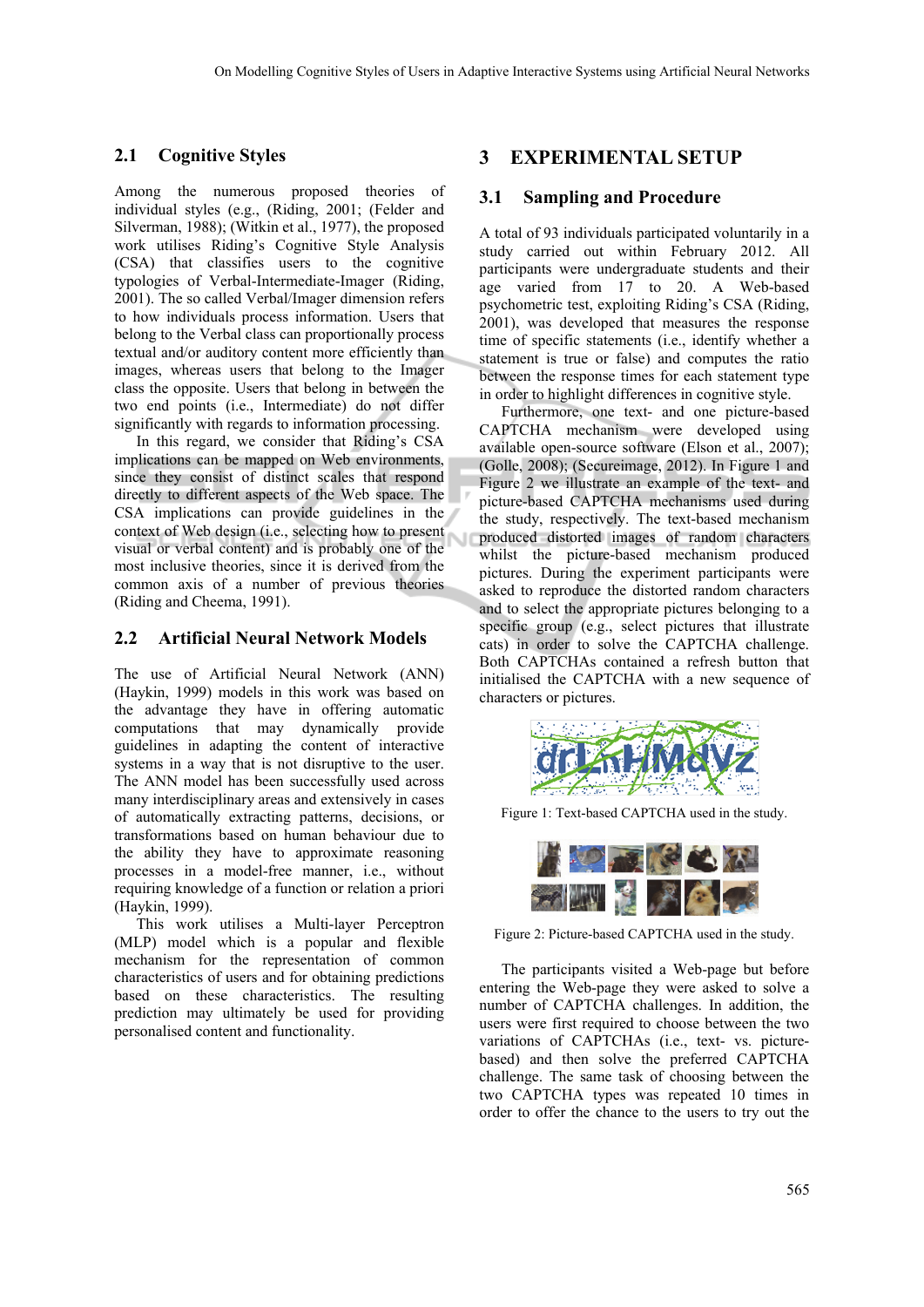### 2.1 Cognitive Styles

Among the numerous proposed theories of individual styles (e.g., (Riding, 2001; (Felder and Silverman, 1988); (Witkin et al., 1977), the proposed work utilises Riding's Cognitive Style Analysis (CSA) that classifies users to the cognitive typologies of Verbal-Intermediate-Imager (Riding, 2001). The so called Verbal/Imager dimension refers to how individuals process information. Users that belong to the Verbal class can proportionally process textual and/or auditory content more efficiently than images, whereas users that belong to the Imager class the opposite. Users that belong in between the two end points (i.e., Intermediate) do not differ significantly with regards to information processing.

In this regard, we consider that Riding's CSA implications can be mapped on Web environments, since they consist of distinct scales that respond directly to different aspects of the Web space. The CSA implications can provide guidelines in the context of Web design (i.e., selecting how to present visual or verbal content) and is probably one of the most inclusive theories, since it is derived from the common axis of a number of previous theories (Riding and Cheema, 1991).

### 2.2 Artificial Neural Network Models

The use of Artificial Neural Network (ANN) (Haykin, 1999) models in this work was based on the advantage they have in offering automatic computations that may dynamically provide guidelines in adapting the content of interactive systems in a way that is not disruptive to the user. The ANN model has been successfully used across many interdisciplinary areas and extensively in cases of automatically extracting patterns, decisions, or transformations based on human behaviour due to the ability they have to approximate reasoning processes in a model-free manner, i.e., without requiring knowledge of a function or relation a priori (Haykin, 1999).

This work utilises a Multi-layer Perceptron (MLP) model which is a popular and flexible mechanism for the representation of common characteristics of users and for obtaining predictions based on these characteristics. The resulting prediction may ultimately be used for providing personalised content and functionality.

## 3 EXPERIMENTAL SETUP

### 3.1 Sampling and Procedure

A total of 93 individuals participated voluntarily in a study carried out within February 2012. All participants were undergraduate students and their age varied from 17 to 20. A Web-based psychometric test, exploiting Riding's CSA (Riding, 2001), was developed that measures the response time of specific statements (i.e., identify whether a statement is true or false) and computes the ratio between the response times for each statement type in order to highlight differences in cognitive style.

Furthermore, one text- and one picture-based CAPTCHA mechanism were developed using available open-source software (Elson et al., 2007); (Golle, 2008); (Secureimage, 2012). In Figure 1 and Figure 2 we illustrate an example of the text- and picture-based CAPTCHA mechanisms used during the study, respectively. The text-based mechanism produced distorted images of random characters whilst the picture-based mechanism produced pictures. During the experiment participants were asked to reproduce the distorted random characters and to select the appropriate pictures belonging to a specific group (e.g., select pictures that illustrate cats) in order to solve the CAPTCHA challenge. Both CAPTCHAs contained a refresh button that initialised the CAPTCHA with a new sequence of characters or pictures.

Figure 1: Text-based CAPTCHA used in the study.

Figure 2: Picture-based CAPTCHA used in the study.

The participants visited a Web-page but before entering the Web-page they were asked to solve a number of CAPTCHA challenges. In addition, the users were first required to choose between the two variations of CAPTCHAs (i.e., text- vs. picture-based) and then solve the preferred CAPTCHA challenge. The same task of choosing between the two CAPTCHA types was repeated 10 times in order to offer the chance to the users to try out the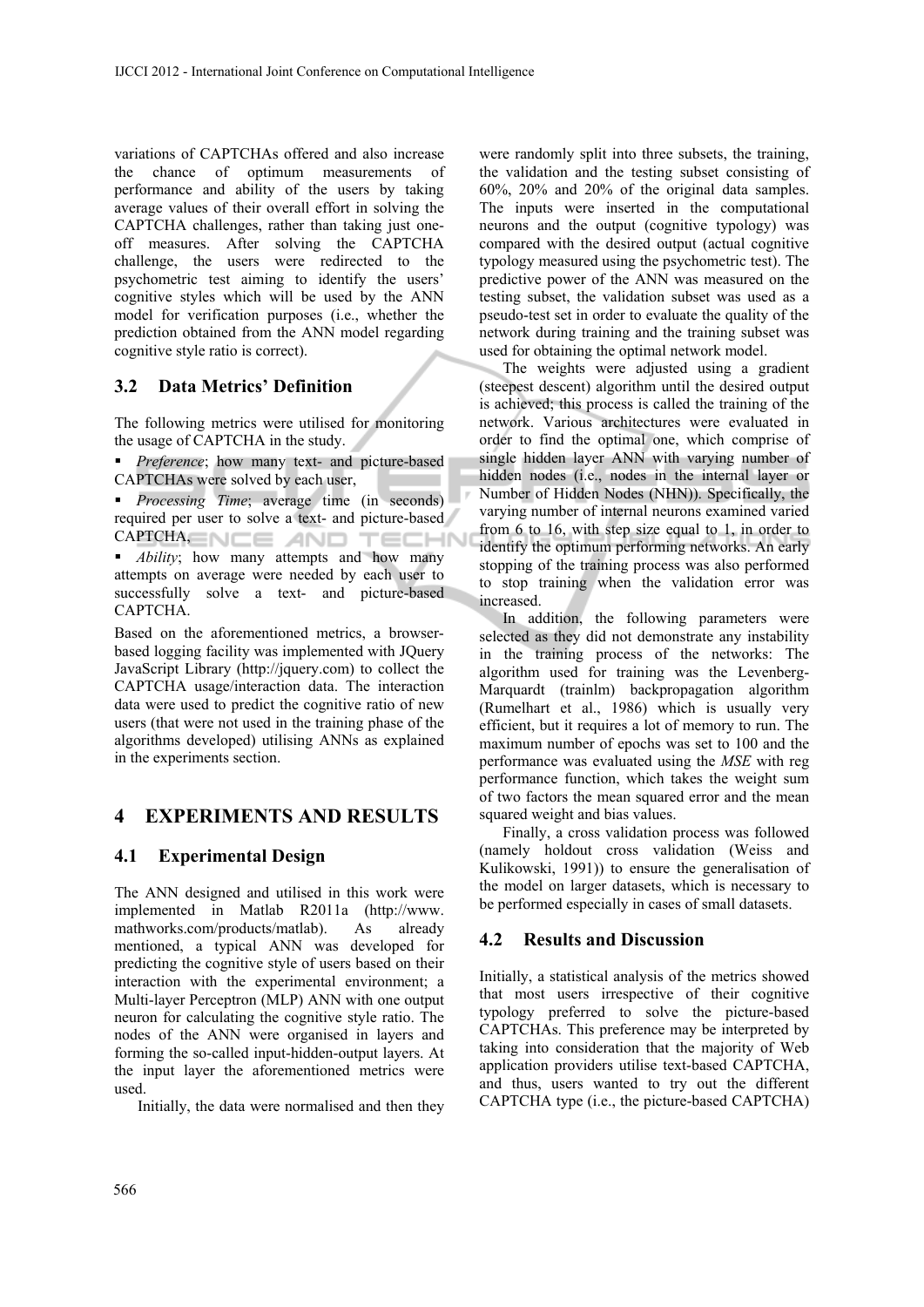variations of CAPTCHAs offered and also increase the chance of optimum measurements of performance and ability of the users by taking average values of their overall effort in solving the CAPTCHA challenges, rather than taking just one-off measures. After solving the CAPTCHA challenge, the users were redirected to the psychometric test aiming to identify the users' cognitive styles which will be used by the ANN model for verification purposes (i.e., whether the prediction obtained from the ANN model regarding cognitive style ratio is correct).

### 3.2 Data Metrics' Definition

The following metrics were utilised for monitoring the usage of CAPTCHA in the study.

- *Preference*; how many text- and picture-based CAPTCHAs were solved by each user,
- *Processing Time*; average time (in seconds) required per user to solve a text- and picture-based CAPTCHA,
- *Ability*; how many attempts and how many attempts on average were needed by each user to successfully solve a text- and picture-based CAPTCHA.

Based on the aforementioned metrics, a browser-based logging facility was implemented with JQuery JavaScript Library (http://jquery.com) to collect the CAPTCHA usage/interaction data. The interaction data were used to predict the cognitive ratio of new users (that were not used in the training phase of the algorithms developed) utilising ANNs as explained in the experiments section.

## 4 EXPERIMENTS AND RESULTS

### 4.1 Experimental Design

The ANN designed and utilised in this work were implemented in Matlab R2011a (http://www.mathworks.com/products/matlab). As already mentioned, a typical ANN was developed for predicting the cognitive style of users based on their interaction with the experimental environment; a Multi-layer Perceptron (MLP) ANN with one output neuron for calculating the cognitive style ratio. The nodes of the ANN were organised in layers and forming the so-called input-hidden-output layers. At the input layer the aforementioned metrics were used.

Initially, the data were normalised and then they were randomly split into three subsets, the training, the validation and the testing subset consisting of 60%, 20% and 20% of the original data samples. The inputs were inserted in the computational neurons and the output (cognitive typology) was compared with the desired output (actual cognitive typology measured using the psychometric test). The predictive power of the ANN was measured on the testing subset, the validation subset was used as a pseudo-test set in order to evaluate the quality of the network during training and the training subset was used for obtaining the optimal network model.

The weights were adjusted using a gradient (steepest descent) algorithm until the desired output is achieved; this process is called the training of the network. Various architectures were evaluated in order to find the optimal one, which comprise of single hidden layer ANN with varying number of hidden nodes (i.e., nodes in the internal layer or Number of Hidden Nodes (NHN)). Specifically, the varying number of internal neurons examined varied from 6 to 16, with step size equal to 1, in order to identify the optimum performing networks. An early stopping of the training process was also performed to stop training when the validation error was increased.

In addition, the following parameters were selected as they did not demonstrate any instability in the training process of the networks: The algorithm used for training was the Levenberg-Marquardt (trainlm) backpropagation algorithm (Rumelhart et al., 1986) which is usually very efficient, but it requires a lot of memory to run. The maximum number of epochs was set to 100 and the performance was evaluated using the *MSE* with reg performance function, which takes the weight sum of two factors the mean squared error and the mean squared weight and bias values.

Finally, a cross validation process was followed (namely holdout cross validation (Weiss and Kulikowski, 1991)) to ensure the generalisation of the model on larger datasets, which is necessary to be performed especially in cases of small datasets.

### 4.2 Results and Discussion

Initially, a statistical analysis of the metrics showed that most users irrespective of their cognitive typology preferred to solve the picture-based CAPTCHAs. This preference may be interpreted by taking into consideration that the majority of Web application providers utilise text-based CAPTCHA, and thus, users wanted to try out the different CAPTCHA type (i.e., the picture-based CAPTCHA)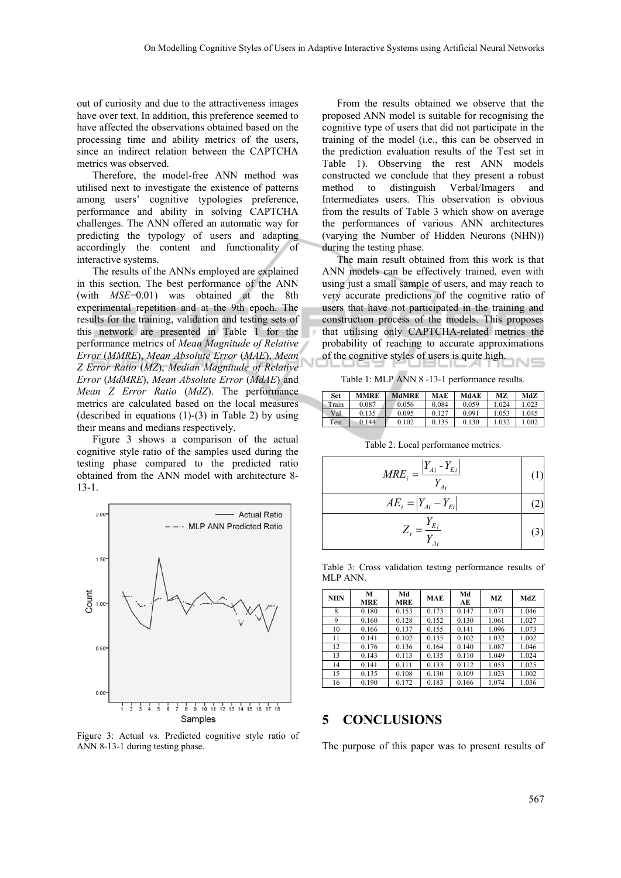out of curiosity and due to the attractiveness images have over text. In addition, this preference seemed to have affected the observations obtained based on the processing time and ability metrics of the users, since an indirect relation between the CAPTCHA metrics was observed.

Therefore, the model-free ANN method was utilised next to investigate the existence of patterns among users' cognitive typologies preference, performance and ability in solving CAPTCHA challenges. The ANN offered an automatic way for predicting the typology of users and adapting accordingly the content and functionality of interactive systems.

The results of the ANNs employed are explained in this section. The best performance of the ANN (with *MSE*=0.01) was obtained at the 8th experimental repetition and at the 9th epoch. The results for the training, validation and testing sets of this network are presented in Table 1 for the performance metrics of *Mean Magnitude of Relative Error* (*MMRE*), *Mean Absolute Error* (*MAE*), *Mean Z Error Ratio* (*MZ*), *Median Magnitude of Relative Error* (*MdMRE*), *Mean Absolute Error* (*MdAE*) and *Mean Z Error Ratio* (*MdZ*). The performance metrics are calculated based on the local measures (described in equations (1)-(3) in Table 2) by using their means and medians respectively.

Figure 3 shows a comparison of the actual cognitive style ratio of the samples used during the testing phase compared to the predicted ratio obtained from the ANN model with architecture 8-13-1.

Figure 3: Actual vs. Predicted cognitive style ratio of ANN 8-13-1 during testing phase.

From the results obtained we observe that the proposed ANN model is suitable for recognising the cognitive type of users that did not participate in the training of the model (i.e., this can be observed in the prediction evaluation results of the Test set in Table 1). Observing the rest ANN models constructed we conclude that they present a robust method to distinguish Verbal/Imagers and Intermediates users. This observation is obvious from the results of Table 3 which show on average the performances of various ANN architectures (varying the Number of Hidden Neurons (NHN)) during the testing phase.

The main result obtained from this work is that ANN models can be effectively trained, even with using just a small sample of users, and may reach to very accurate predictions of the cognitive ratio of users that have not participated in the training and construction process of the models. This proposes that utilising only CAPTCHA-related metrics the probability of reaching to accurate approximations of the cognitive styles of users is quite high.

Table 1: MLP ANN 8 -13-1 performance results.

| Set | MMRE | MdMRE | MAE | MdAE | MZ | MdZ |
|---|---|---|---|---|---|---|
| Train | 0.087 | 0.056 | 0.084 | 0.059 | 1.024 | 1.023 |
| Val | 0.135 | 0.095 | 0.127 | 0.091 | 1.053 | 1.045 |
| Test | 0.144 | 0.102 | 0.135 | 0.130 | 1.032 | 1.002 |

Table 2: Local performance metrics.

| | |
|---|---|
| $MRE_i = \frac{\lvert Y_{Ai} - Y_{Ei} \rvert}{Y_{Ai}}$ | (1) |
| $AE_i = \lvert Y_{Ai} - Y_{Ei} \rvert$ | (2) |
| $Z_i = \frac{Y_{Ei}}{Y_{Ai}}$ | (3) |

Table 3: Cross validation testing performance results of MLP ANN.

| NHN | M MRE | Md MRE | MAE | Md AE | MZ | MdZ |
|---|---|---|---|---|---|---|
| 8 | 0.180 | 0.153 | 0.173 | 0.147 | 1.071 | 1.046 |
| 9 | 0.160 | 0.128 | 0.152 | 0.130 | 1.061 | 1.027 |
| 10 | 0.166 | 0.137 | 0.155 | 0.141 | 1.096 | 1.073 |
| 11 | 0.141 | 0.102 | 0.135 | 0.102 | 1.032 | 1.002 |
| 12 | 0.176 | 0.136 | 0.164 | 0.140 | 1.087 | 1.046 |
| 13 | 0.143 | 0.113 | 0.135 | 0.110 | 1.049 | 1.024 |
| 14 | 0.141 | 0.111 | 0.133 | 0.112 | 1.053 | 1.025 |
| 15 | 0.135 | 0.108 | 0.130 | 0.109 | 1.023 | 1.002 |
| 16 | 0.190 | 0.172 | 0.183 | 0.166 | 1.074 | 1.036 |

## 5 CONCLUSIONS

The purpose of this paper was to present results of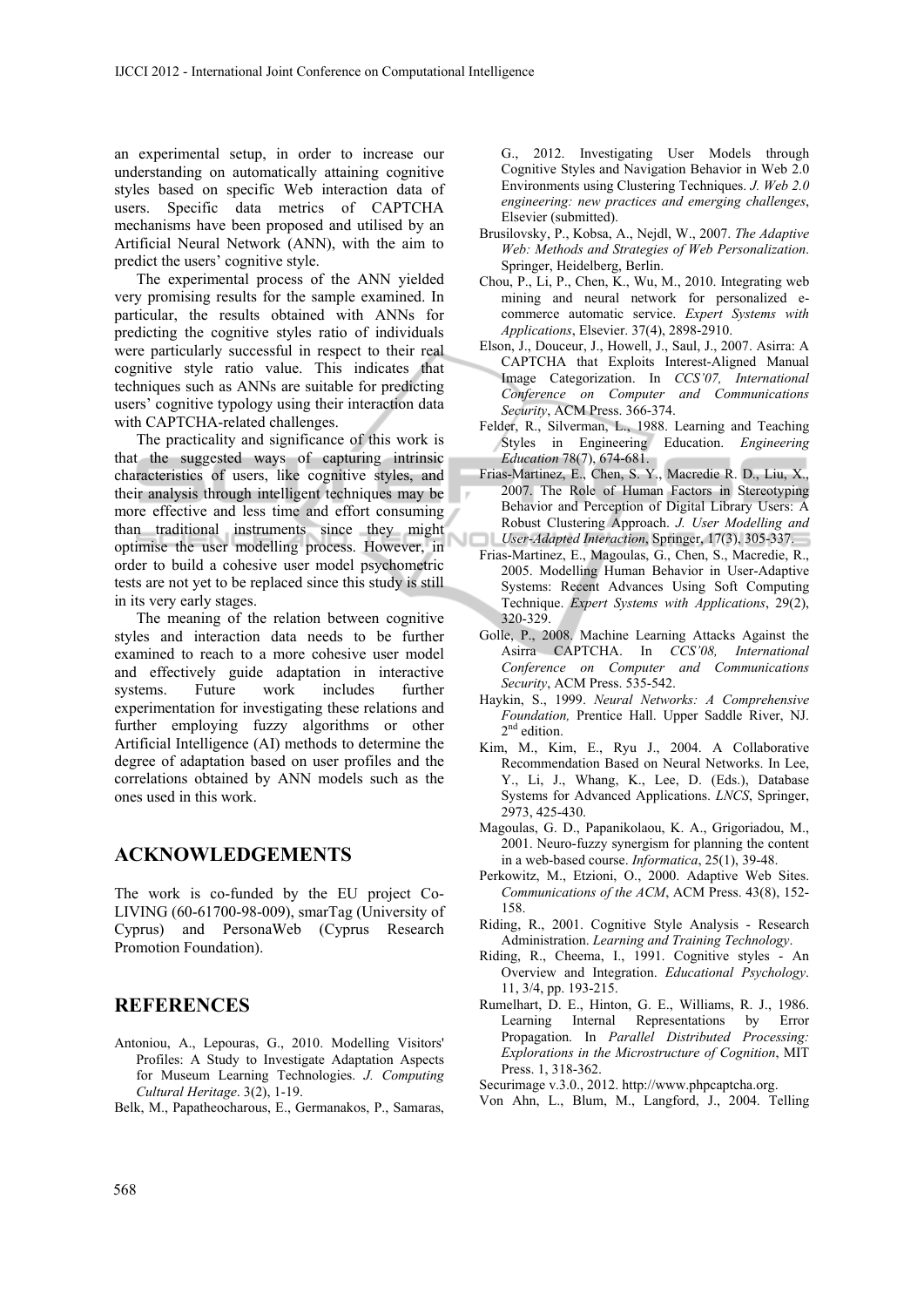an experimental setup, in order to increase our understanding on automatically attaining cognitive styles based on specific Web interaction data of users. Specific data metrics of CAPTCHA mechanisms have been proposed and utilised by an Artificial Neural Network (ANN), with the aim to predict the users' cognitive style.

The experimental process of the ANN yielded very promising results for the sample examined. In particular, the results obtained with ANNs for predicting the cognitive styles ratio of individuals were particularly successful in respect to their real cognitive style ratio value. This indicates that techniques such as ANNs are suitable for predicting users' cognitive typology using their interaction data with CAPTCHA-related challenges.

The practicality and significance of this work is that the suggested ways of capturing intrinsic characteristics of users, like cognitive styles, and their analysis through intelligent techniques may be more effective and less time and effort consuming than traditional instruments since they might optimise the user modelling process. However, in order to build a cohesive user model psychometric tests are not yet to be replaced since this study is still in its very early stages.

The meaning of the relation between cognitive styles and interaction data needs to be further examined to reach to a more cohesive user model and effectively guide adaptation in interactive systems. Future work includes further experimentation for investigating these relations and further employing fuzzy algorithms or other Artificial Intelligence (AI) methods to determine the degree of adaptation based on user profiles and the correlations obtained by ANN models such as the ones used in this work.

## ACKNOWLEDGEMENTS

The work is co-funded by the EU project Co-LIVING (60-61700-98-009), smarTag (University of Cyprus) and PersonaWeb (Cyprus Research Promotion Foundation).

## REFERENCES

Antoniou, A., Lepouras, G., 2010. Modelling Visitors' Profiles: A Study to Investigate Adaptation Aspects for Museum Learning Technologies. *J. Computing Cultural Heritage*. 3(2), 1-19.

Belk, M., Papatheocharous, E., Germanakos, P., Samaras, G., 2012. Investigating User Models through Cognitive Styles and Navigation Behavior in Web 2.0 Environments using Clustering Techniques. *J. Web 2.0 engineering: new practices and emerging challenges*, Elsevier (submitted).

Brusilovsky, P., Kobsa, A., Nejdl, W., 2007. *The Adaptive Web: Methods and Strategies of Web Personalization*. Springer, Heidelberg, Berlin.

Chou, P., Li, P., Chen, K., Wu, M., 2010. Integrating web mining and neural network for personalized e-commerce automatic service. *Expert Systems with Applications*, Elsevier. 37(4), 2898-2910.

Elson, J., Douceur, J., Howell, J., Saul, J., 2007. Asirra: A CAPTCHA that Exploits Interest-Aligned Manual Image Categorization. In *CCS'07, International Conference on Computer and Communications Security*, ACM Press. 366-374.

Felder, R., Silverman, L., 1988. Learning and Teaching Styles in Engineering Education. *Engineering Education* 78(7), 674-681.

Frias-Martinez, E., Chen, S. Y., Macredie R. D., Liu, X., 2007. The Role of Human Factors in Stereotyping Behavior and Perception of Digital Library Users: A Robust Clustering Approach. *J. User Modelling and User-Adapted Interaction*, Springer, 17(3), 305-337.

Frias-Martinez, E., Magoulas, G., Chen, S., Macredie, R., 2005. Modelling Human Behavior in User-Adaptive Systems: Recent Advances Using Soft Computing Technique. *Expert Systems with Applications*, 29(2), 320-329.

Golle, P., 2008. Machine Learning Attacks Against the Asirra CAPTCHA. In *CCS'08, International Conference on Computer and Communications Security*, ACM Press. 535-542.

Haykin, S., 1999. *Neural Networks: A Comprehensive Foundation,* Prentice Hall. Upper Saddle River, NJ. 2nd edition.

Kim, M., Kim, E., Ryu J., 2004. A Collaborative Recommendation Based on Neural Networks. In Lee, Y., Li, J., Whang, K., Lee, D. (Eds.), Database Systems for Advanced Applications. *LNCS*, Springer, 2973, 425-430.

Magoulas, G. D., Papanikolaou, K. A., Grigoriadou, M., 2001. Neuro-fuzzy synergism for planning the content in a web-based course. *Informatica*, 25(1), 39-48.

Perkowitz, M., Etzioni, O., 2000. Adaptive Web Sites. *Communications of the ACM*, ACM Press. 43(8), 152-158.

Riding, R., 2001. Cognitive Style Analysis - Research Administration. *Learning and Training Technology*.

Riding, R., Cheema, I., 1991. Cognitive styles - An Overview and Integration. *Educational Psychology*. 11, 3/4, pp. 193-215.

Rumelhart, D. E., Hinton, G. E., Williams, R. J., 1986. Learning Internal Representations by Error Propagation. In *Parallel Distributed Processing: Explorations in the Microstructure of Cognition*, MIT Press. 1, 318-362.

Securimage v.3.0., 2012. http://www.phpcaptcha.org.

Von Ahn, L., Blum, M., Langford, J., 2004. Telling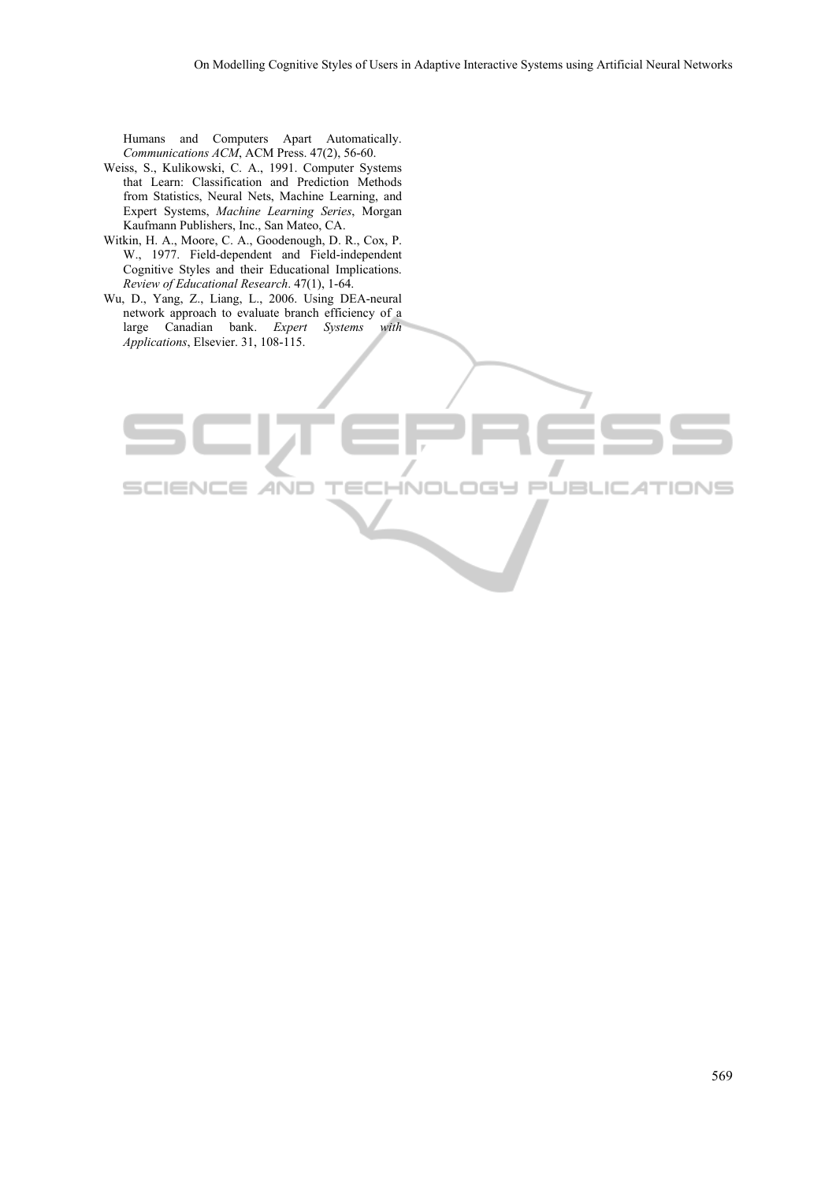Humans and Computers Apart Automatically. *Communications ACM*, ACM Press. 47(2), 56-60.

Weiss, S., Kulikowski, C. A., 1991. Computer Systems that Learn: Classification and Prediction Methods from Statistics, Neural Nets, Machine Learning, and Expert Systems, *Machine Learning Series*, Morgan Kaufmann Publishers, Inc., San Mateo, CA.

Witkin, H. A., Moore, C. A., Goodenough, D. R., Cox, P. W., 1977. Field-dependent and Field-independent Cognitive Styles and their Educational Implications. *Review of Educational Research*. 47(1), 1-64.

Wu, D., Yang, Z., Liang, L., 2006. Using DEA-neural network approach to evaluate branch efficiency of a large Canadian bank. *Expert Systems with Applications*, Elsevier. 31, 108-115.